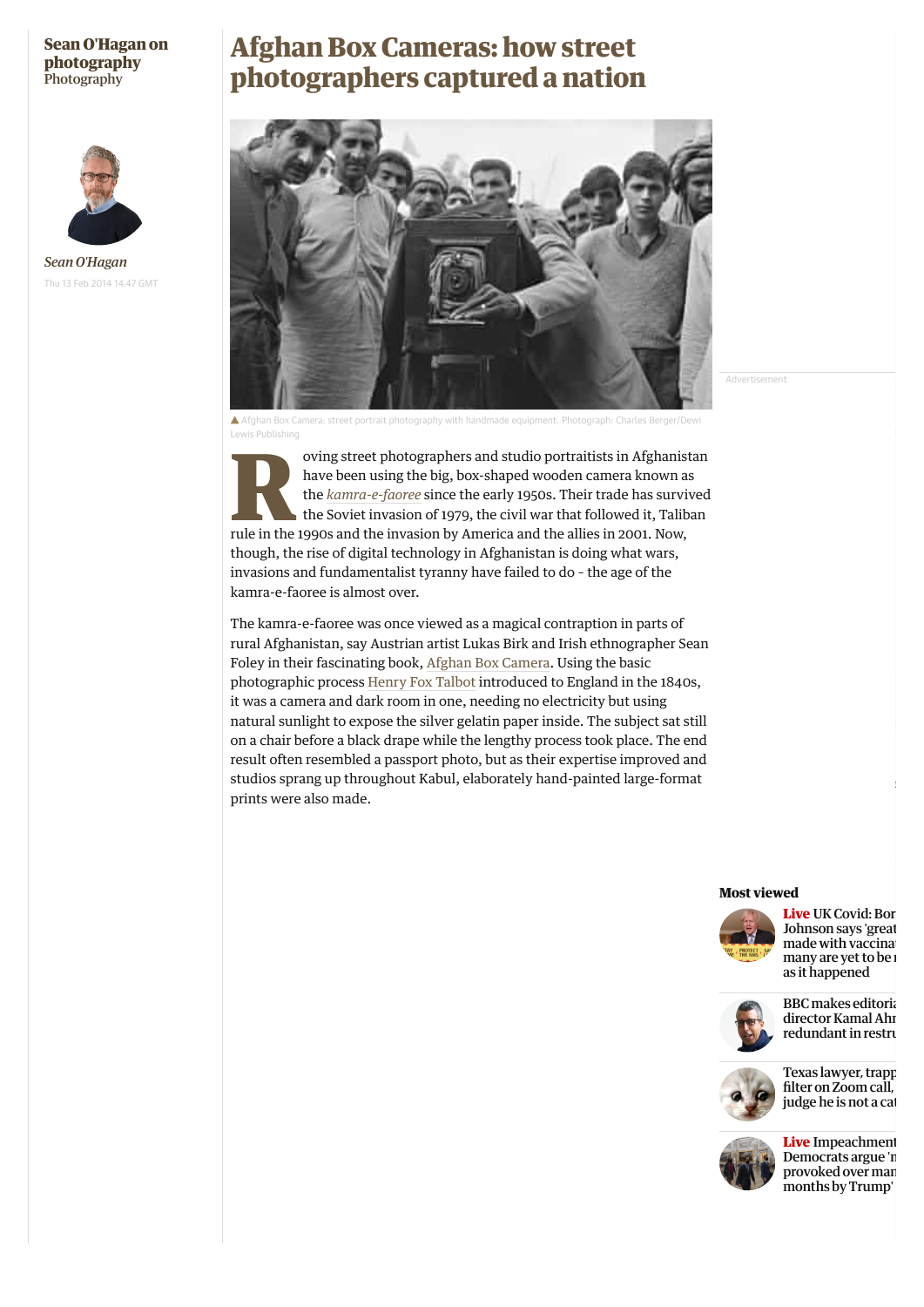Sean O'Hagan on photography
Photography

*Sean O'Hagan*

Thu 13 Feb 2014 14.47 GMT

# Afghan Box Cameras: how street photographers captured a nation

▲ Afghan Box Camera: street portrait photography with handmade equipment. Photograph: Charles Berger/Dewi Lewis Publishing

Roving street photographers and studio portraitists in Afghanistan have been using the big, box-shaped wooden camera known as the *kamra-e-faoree* since the early 1950s. Their trade has survived the Soviet invasion of 1979, the civil war that followed it, Taliban rule in the 1990s and the invasion by America and the allies in 2001. Now, though, the rise of digital technology in Afghanistan is doing what wars, invasions and fundamentalist tyranny have failed to do - the age of the kamra-e-faoree is almost over.

The kamra-e-faoree was once viewed as a magical contraption in parts of rural Afghanistan, say Austrian artist Lukas Birk and Irish ethnographer Sean Foley in their fascinating book, Afghan Box Camera. Using the basic photographic process Henry Fox Talbot introduced to England in the 1840s, it was a camera and dark room in one, needing no electricity but using natural sunlight to expose the silver gelatin paper inside. The subject sat still on a chair before a black drape while the lengthy process took place. The end result often resembled a passport photo, but as their expertise improved and studios sprang up throughout Kabul, elaborately hand-painted large-format prints were also made.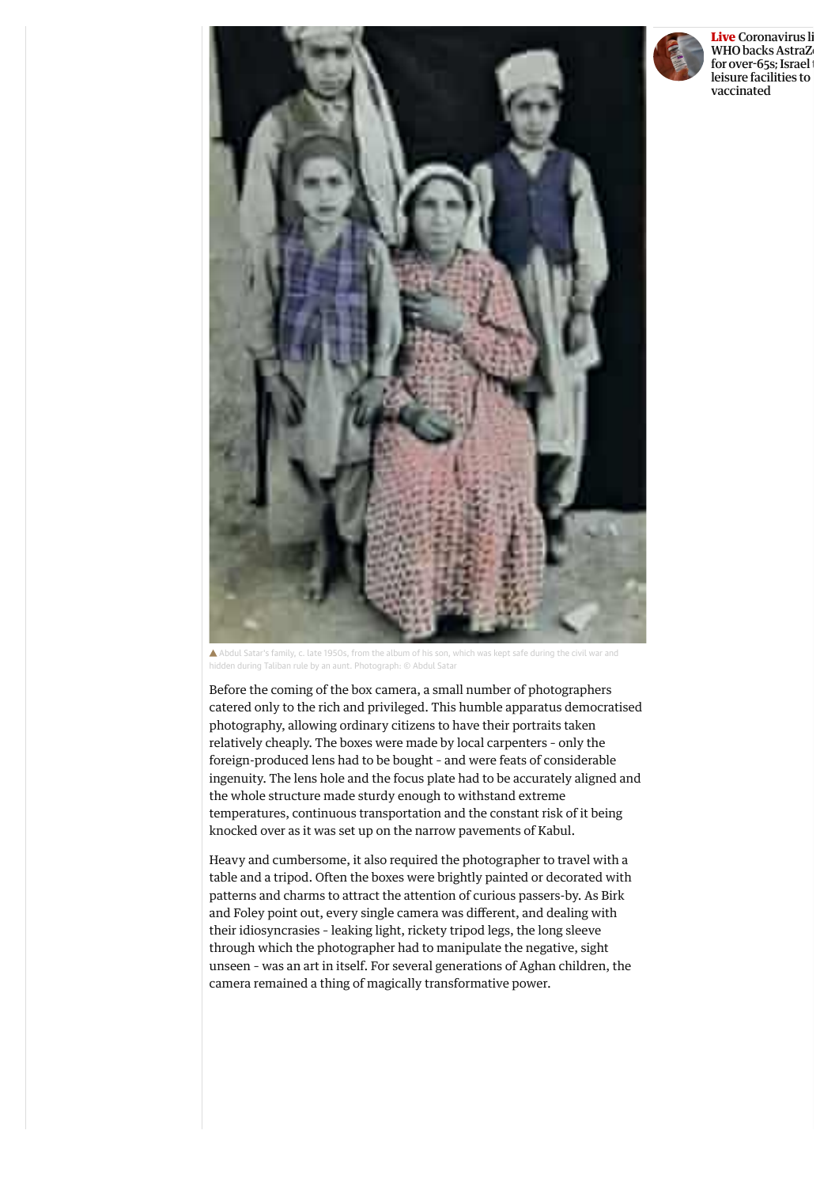▲ Abdul Satar's family, c. late 1950s, from the album of his son, which was kept safe during the civil war and hidden during Taliban rule by an aunt. Photograph: © Abdul Satar

Before the coming of the box camera, a small number of photographers catered only to the rich and privileged. This humble apparatus democratised photography, allowing ordinary citizens to have their portraits taken relatively cheaply. The boxes were made by local carpenters - only the foreign-produced lens had to be bought - and were feats of considerable ingenuity. The lens hole and the focus plate had to be accurately aligned and the whole structure made sturdy enough to withstand extreme temperatures, continuous transportation and the constant risk of it being knocked over as it was set up on the narrow pavements of Kabul.

Heavy and cumbersome, it also required the photographer to travel with a table and a tripod. Often the boxes were brightly painted or decorated with patterns and charms to attract the attention of curious passers-by. As Birk and Foley point out, every single camera was different, and dealing with their idiosyncrasies - leaking light, rickety tripod legs, the long sleeve through which the photographer had to manipulate the negative, sight unseen - was an art in itself. For several generations of Aghan children, the camera remained a thing of magically transformative power.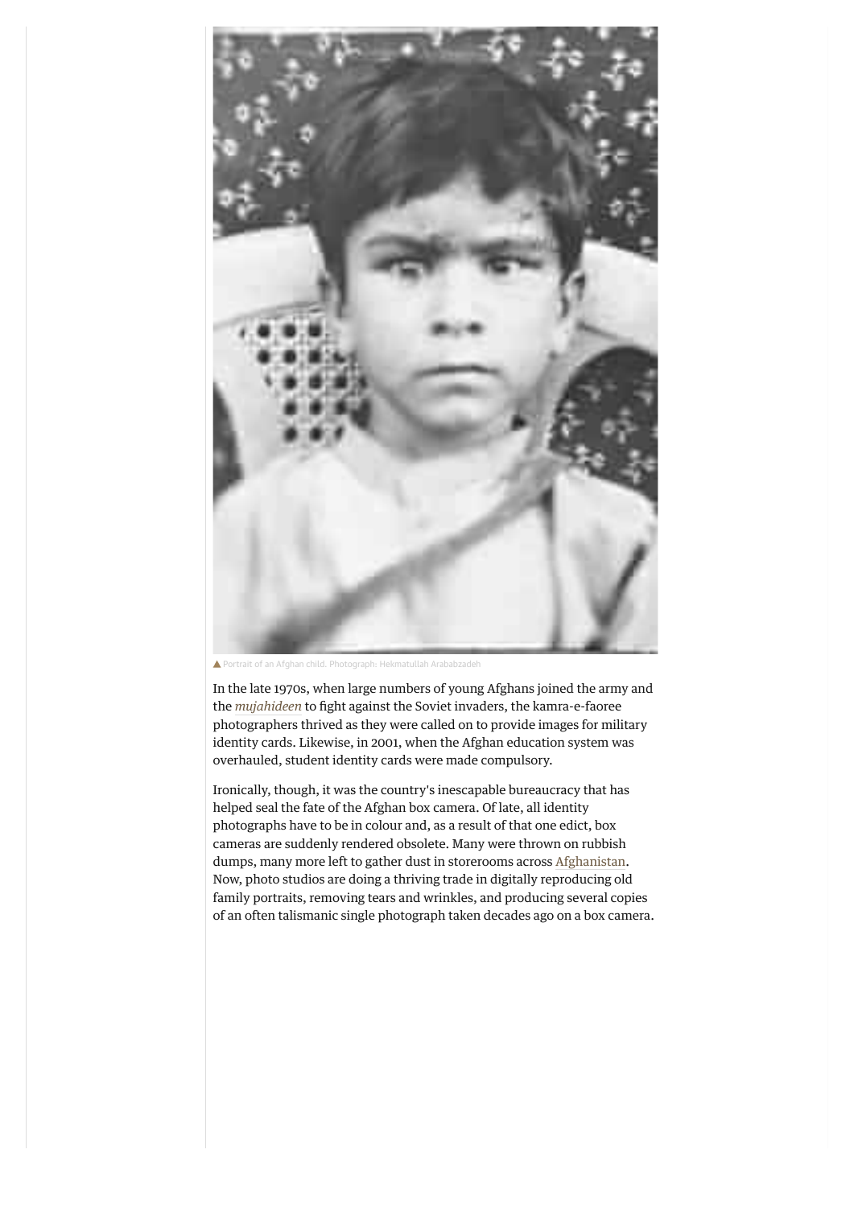▲ Portrait of an Afghan child. Photograph: Hekmatullah Arababzadeh

In the late 1970s, when large numbers of young Afghans joined the army and the *mujahideen* to fight against the Soviet invaders, the kamra-e-faoree photographers thrived as they were called on to provide images for military identity cards. Likewise, in 2001, when the Afghan education system was overhauled, student identity cards were made compulsory.

Ironically, though, it was the country's inescapable bureaucracy that has helped seal the fate of the Afghan box camera. Of late, all identity photographs have to be in colour and, as a result of that one edict, box cameras are suddenly rendered obsolete. Many were thrown on rubbish dumps, many more left to gather dust in storerooms across Afghanistan. Now, photo studios are doing a thriving trade in digitally reproducing old family portraits, removing tears and wrinkles, and producing several copies of an often talismanic single photograph taken decades ago on a box camera.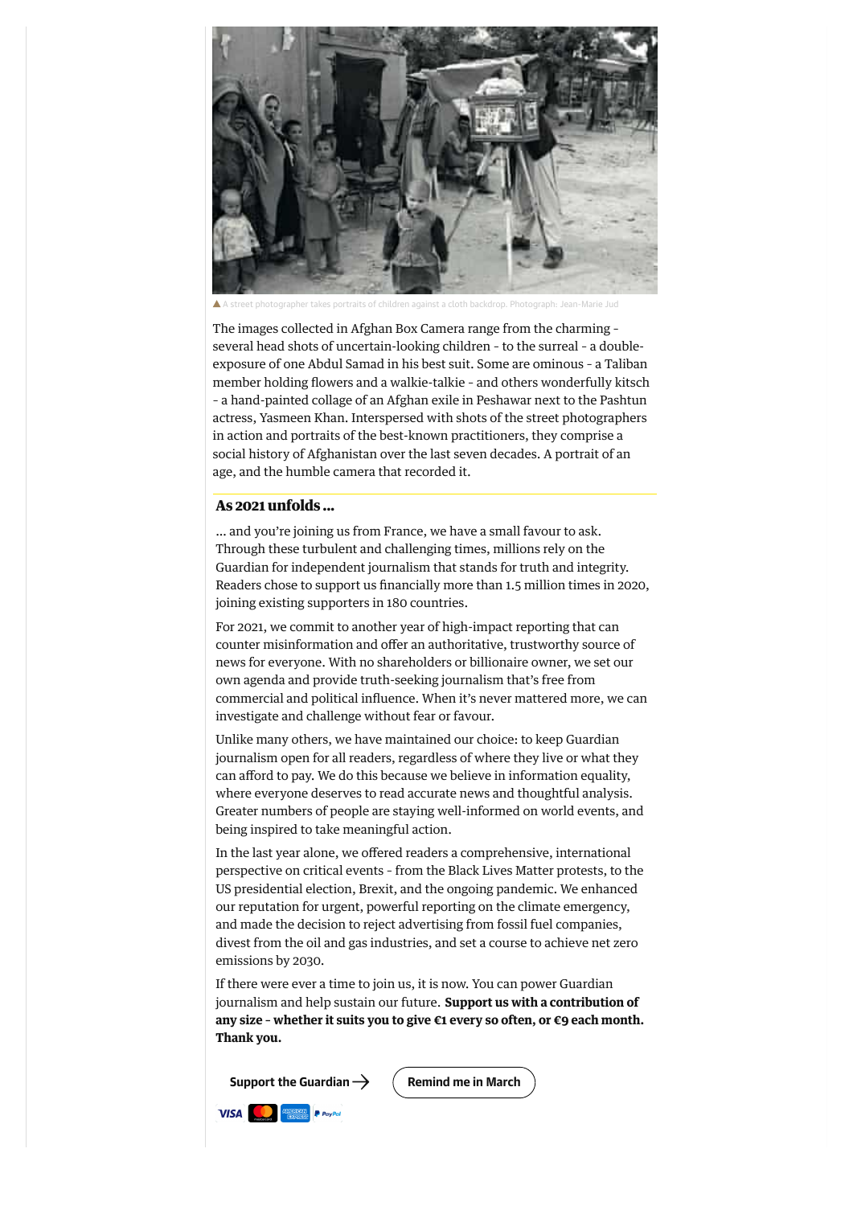▲ A street photographer takes portraits of children against a cloth backdrop. Photograph: Jean-Marie Jud

The images collected in Afghan Box Camera range from the charming - several head shots of uncertain-looking children - to the surreal - a double-exposure of one Abdul Samad in his best suit. Some are ominous - a Taliban member holding flowers and a walkie-talkie - and others wonderfully kitsch - a hand-painted collage of an Afghan exile in Peshawar next to the Pashtun actress, Yasmeen Khan. Interspersed with shots of the street photographers in action and portraits of the best-known practitioners, they comprise a social history of Afghanistan over the last seven decades. A portrait of an age, and the humble camera that recorded it.

### As 2021 unfolds ...

... and you're joining us from France, we have a small favour to ask. Through these turbulent and challenging times, millions rely on the Guardian for independent journalism that stands for truth and integrity. Readers chose to support us financially more than 1.5 million times in 2020, joining existing supporters in 180 countries.

For 2021, we commit to another year of high-impact reporting that can counter misinformation and offer an authoritative, trustworthy source of news for everyone. With no shareholders or billionaire owner, we set our own agenda and provide truth-seeking journalism that's free from commercial and political influence. When it's never mattered more, we can investigate and challenge without fear or favour.

Unlike many others, we have maintained our choice: to keep Guardian journalism open for all readers, regardless of where they live or what they can afford to pay. We do this because we believe in information equality, where everyone deserves to read accurate news and thoughtful analysis. Greater numbers of people are staying well-informed on world events, and being inspired to take meaningful action.

In the last year alone, we offered readers a comprehensive, international perspective on critical events - from the Black Lives Matter protests, to the US presidential election, Brexit, and the ongoing pandemic. We enhanced our reputation for urgent, powerful reporting on the climate emergency, and made the decision to reject advertising from fossil fuel companies, divest from the oil and gas industries, and set a course to achieve net zero emissions by 2030.

If there were ever a time to join us, it is now. You can power Guardian journalism and help sustain our future. **Support us with a contribution of any size - whether it suits you to give €1 every so often, or €9 each month. Thank you.**

Support the Guardian → Remind me in March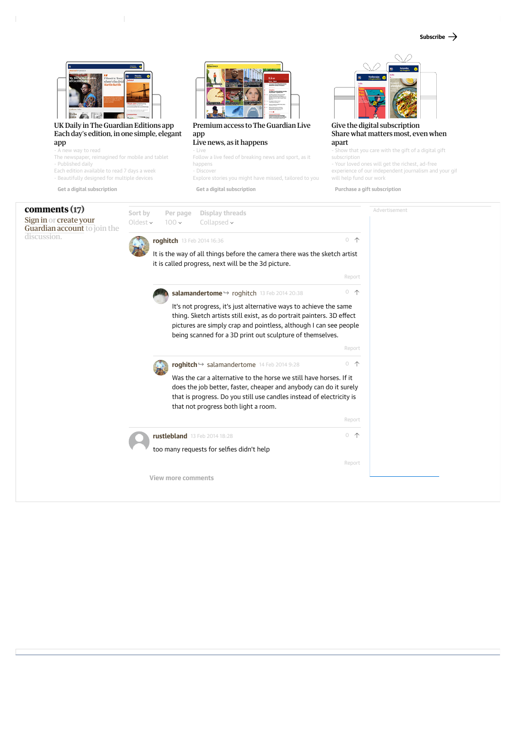Subscribe →

**UK Daily in The Guardian Editions app**
**Each day's edition, in one simple, elegant app**

- A new way to read
The newspaper, reimagined for mobile and tablet
- Published daily
Each edition available to read 7 days a week
- Beautifully designed for multiple devices

Get a digital subscription

**Premium access to The Guardian Live app**
**Live news, as it happens**

- Live
Follow a live feed of breaking news and sport, as it happens
- Discover
Explore stories you might have missed, tailored to you

Get a digital subscription

**Give the digital subscription**
**Share what matters most, even when apart**

- Show that you care with the gift of a digital gift subscription
- Your loved ones will get the richest, ad-free experience of our independent journalism and your gif will help fund our work

Purchase a gift subscription

## comments (17)

Sign in or create your Guardian account to join the discussion.

Sort by Oldest | Per page 100 | Display threads Collapsed

Advertisement

**roghitch** 13 Feb 2014 16:36 — 0

It is the way of all things before the camera there was the sketch artist it is called progress, next will be the 3d picture.

Report

**salamandertome** ↪ roghitch 13 Feb 2014 20:38 — 0

It's not progress, it's just alternative ways to achieve the same thing. Sketch artists still exist, as do portrait painters. 3D effect pictures are simply crap and pointless, although I can see people being scanned for a 3D print out sculpture of themselves.

Report

**roghitch** ↪ salamandertome 14 Feb 2014 9:28 — 0

Was the car a alternative to the horse we still have horses. If it does the job better, faster, cheaper and anybody can do it surely that is progress. Do you still use candles instead of electricity is that not progress both light a room.

Report

**rustlebland** 13 Feb 2014 18:28 — 0

too many requests for selfies didn't help

Report

View more comments